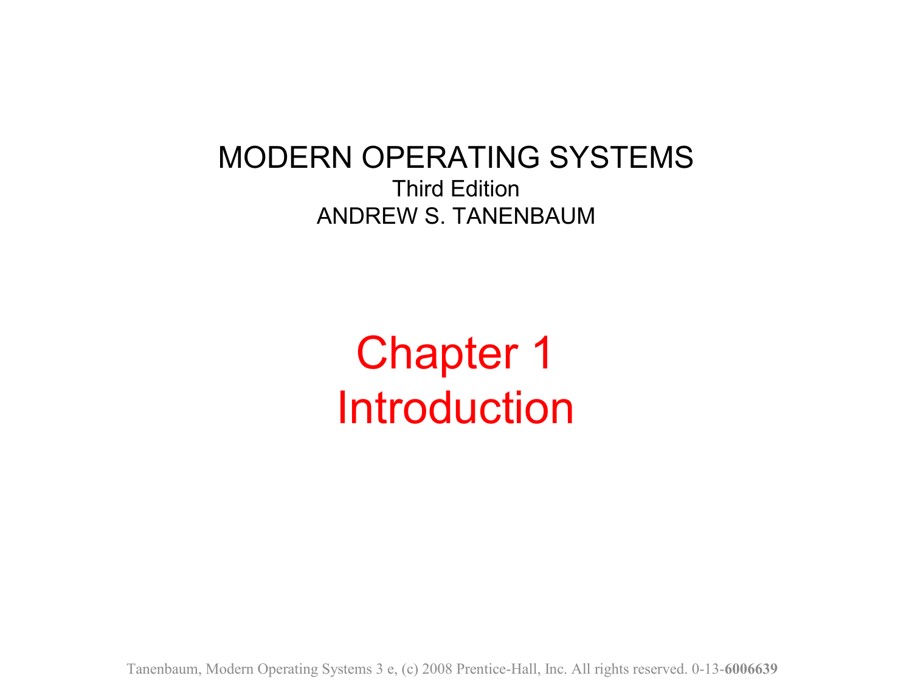# MODERN OPERATING SYSTEMS

Third Edition

ANDREW S. TANENBAUM

# Chapter 1
# Introduction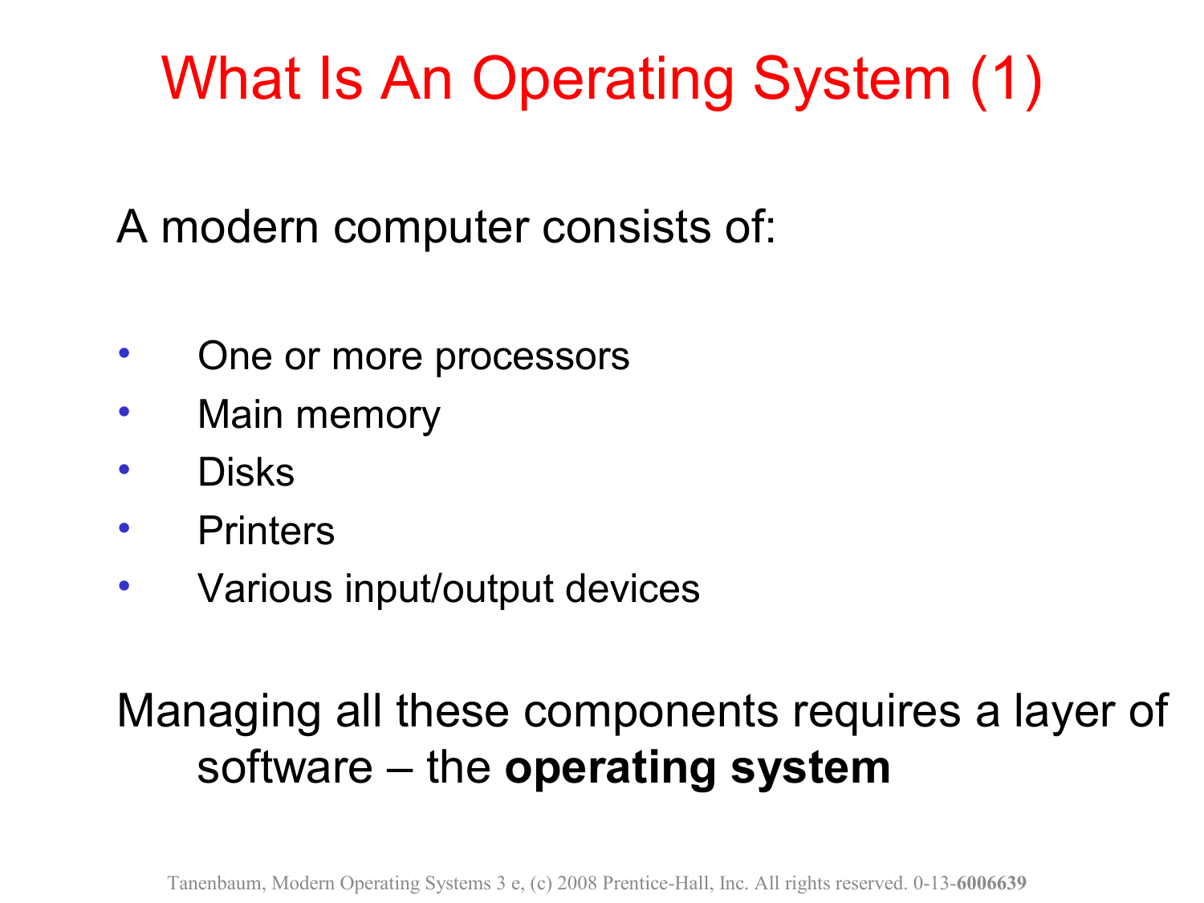# What Is An Operating System (1)

A modern computer consists of:

- One or more processors
- Main memory
- Disks
- Printers
- Various input/output devices

Managing all these components requires a layer of software – the **operating system**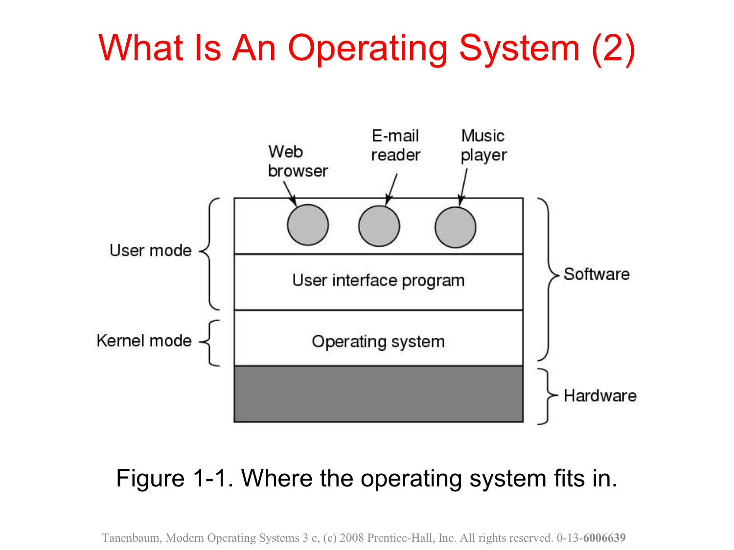# What Is An Operating System (2)

Figure 1-1. Where the operating system fits in.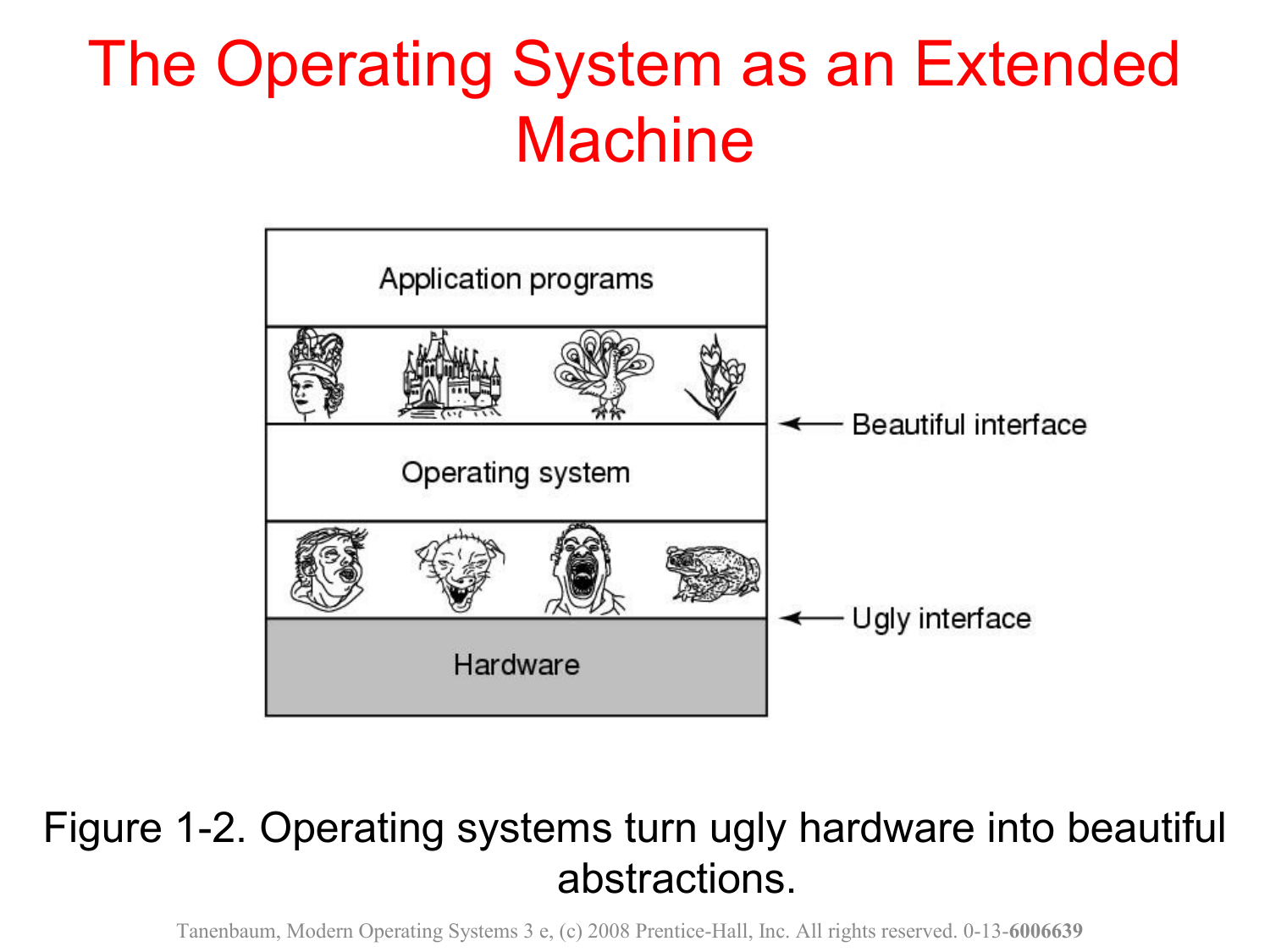# The Operating System as an Extended Machine

Application programs

Beautiful interface

Operating system

Ugly interface

Hardware

Figure 1-2. Operating systems turn ugly hardware into beautiful abstractions.

Tanenbaum, Modern Operating Systems 3 e, (c) 2008 Prentice-Hall, Inc. All rights reserved. 0-13-**6006639**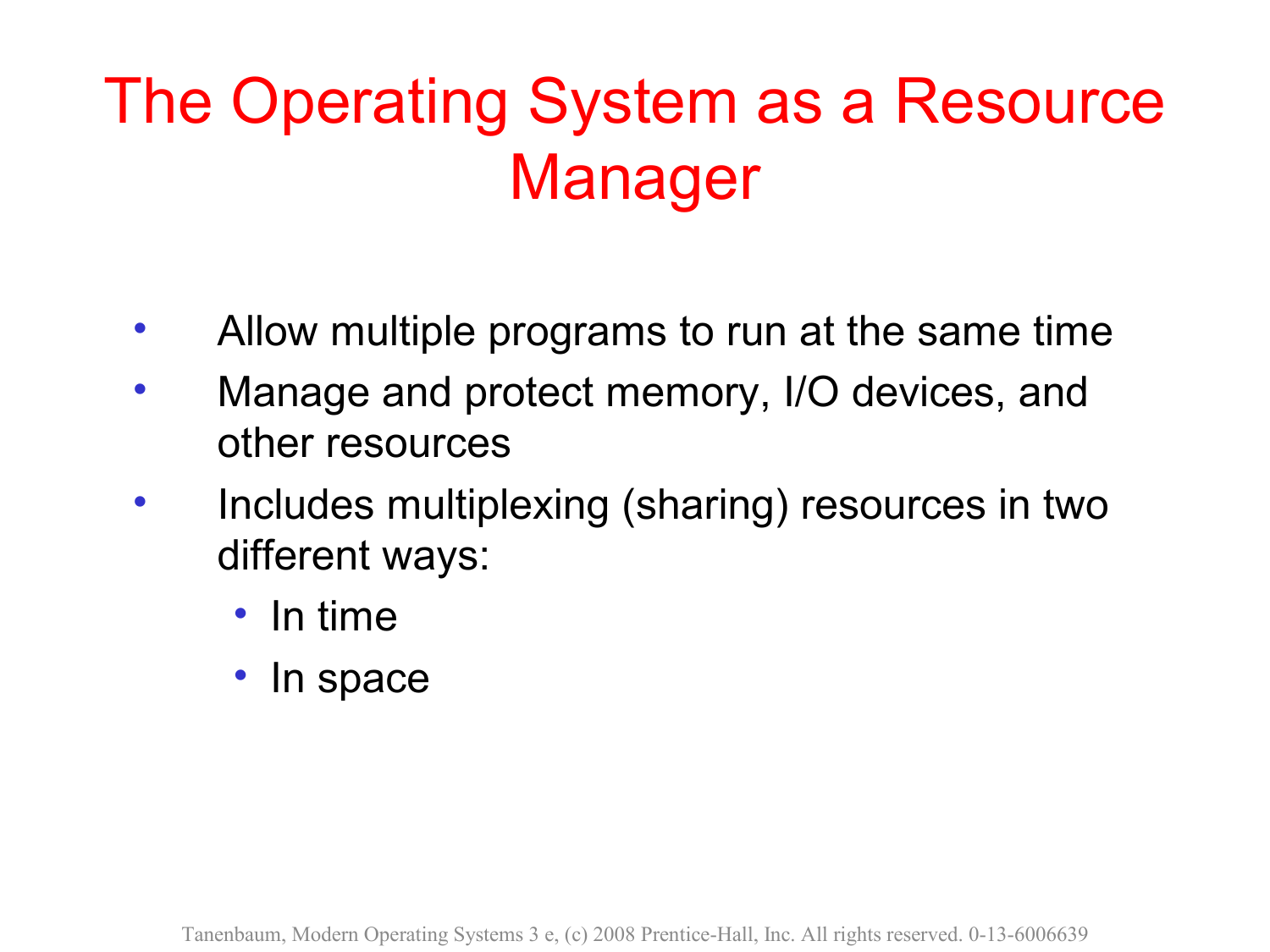# The Operating System as a Resource Manager

- Allow multiple programs to run at the same time
- Manage and protect memory, I/O devices, and other resources
- Includes multiplexing (sharing) resources in two different ways:
  - In time
  - In space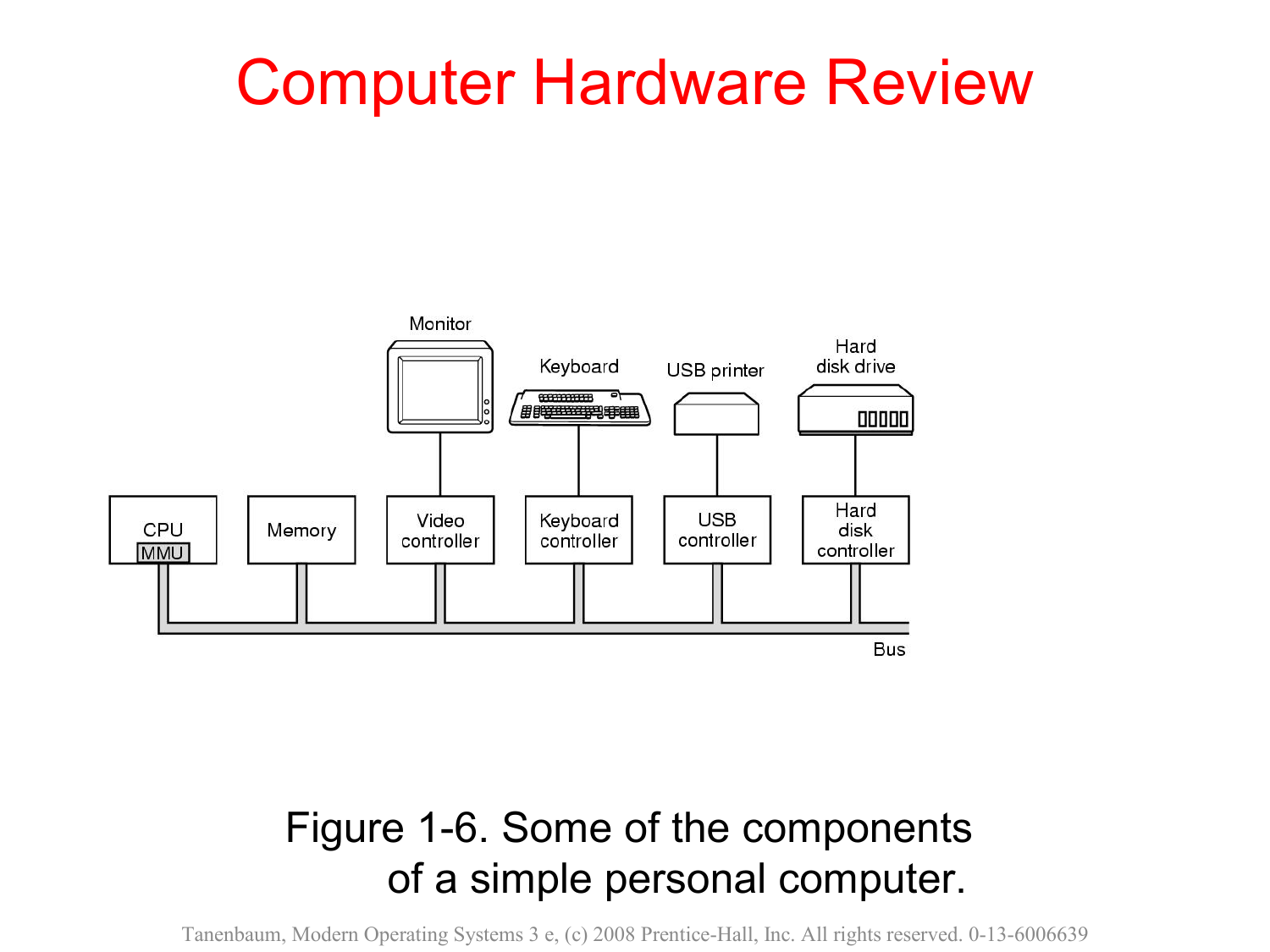# Computer Hardware Review

Figure 1-6. Some of the components of a simple personal computer.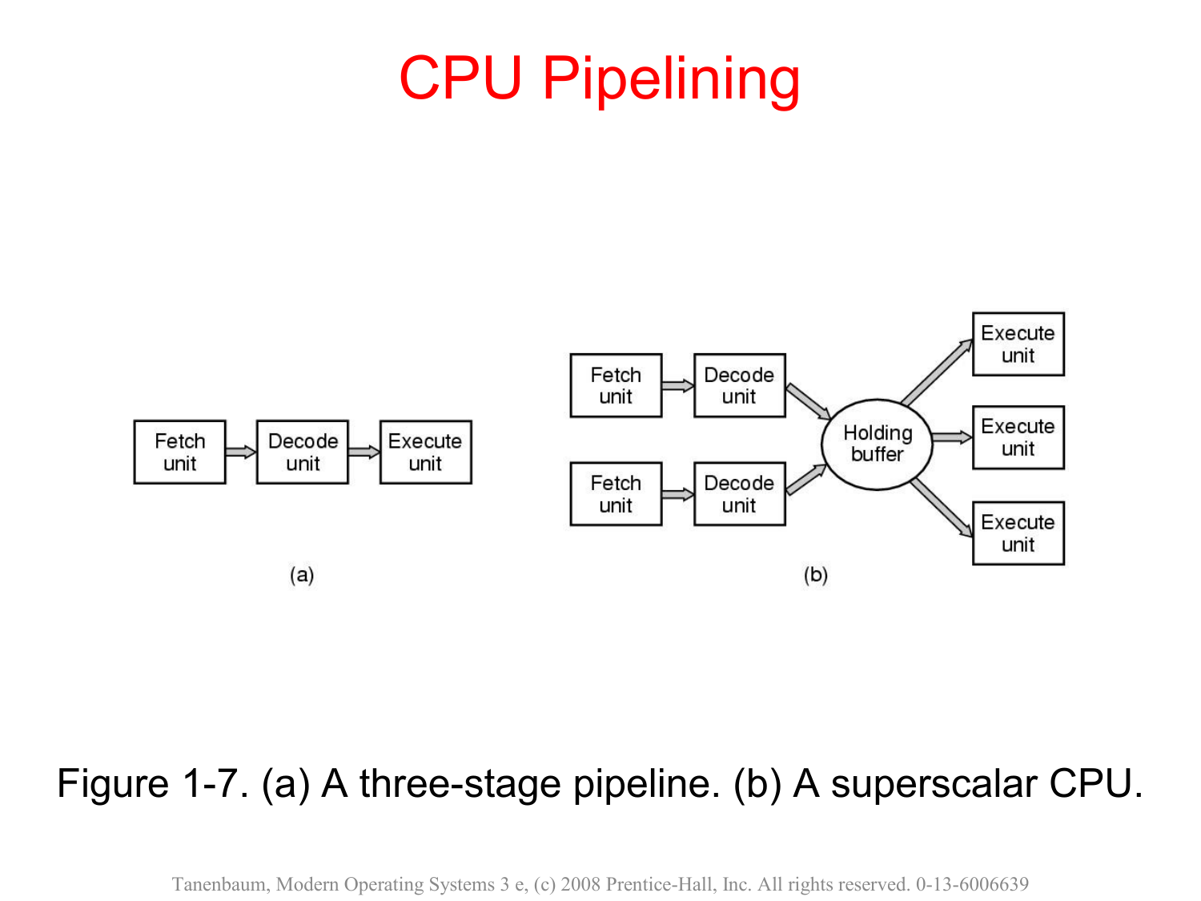# CPU Pipelining

Fetch unit → Decode unit → Execute unit

(a)

Fetch unit → Decode unit → Holding buffer
Fetch unit → Decode unit → Holding buffer
Holding buffer → Execute unit
Holding buffer → Execute unit
Holding buffer → Execute unit

(b)

Figure 1-7. (a) A three-stage pipeline. (b) A superscalar CPU.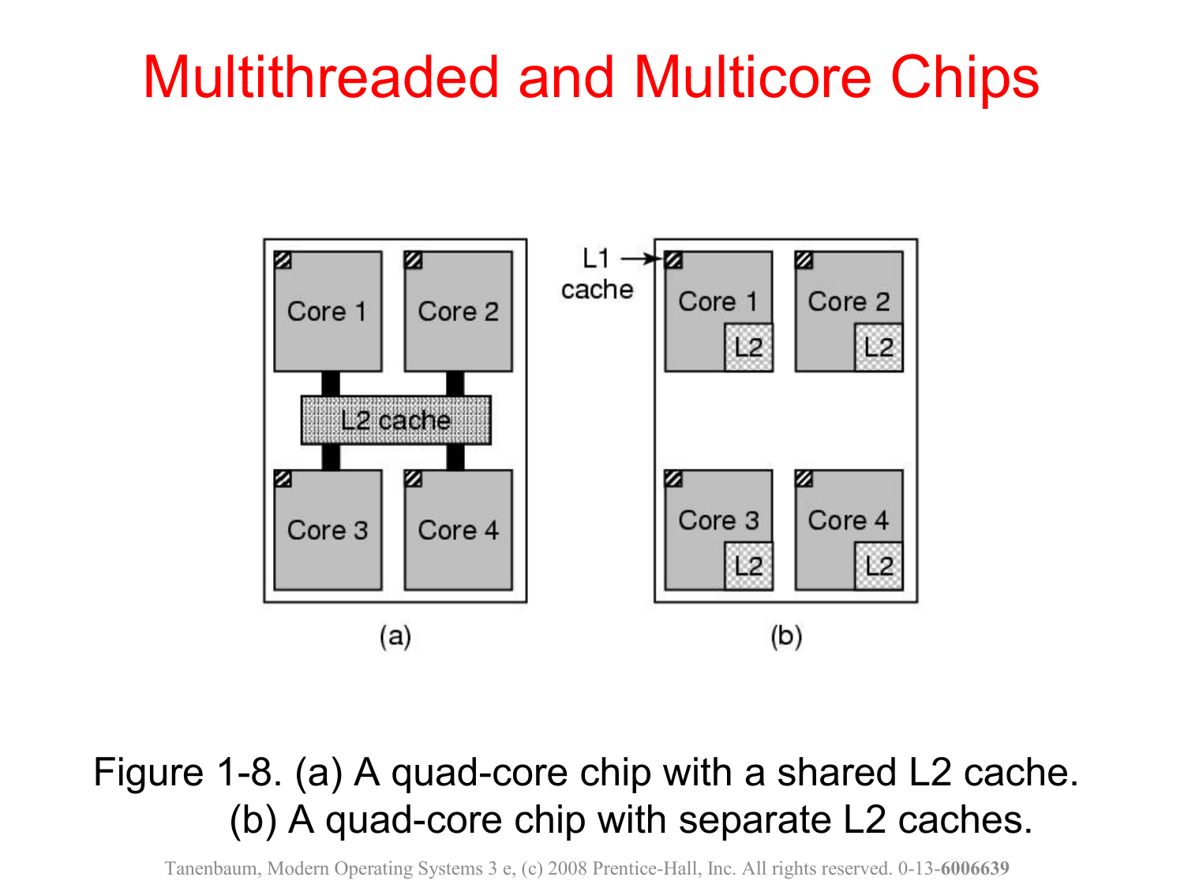# Multithreaded and Multicore Chips

Figure 1-8. (a) A quad-core chip with a shared L2 cache. (b) A quad-core chip with separate L2 caches.

Tanenbaum, Modern Operating Systems 3 e, (c) 2008 Prentice-Hall, Inc. All rights reserved. 0-13-**6006639**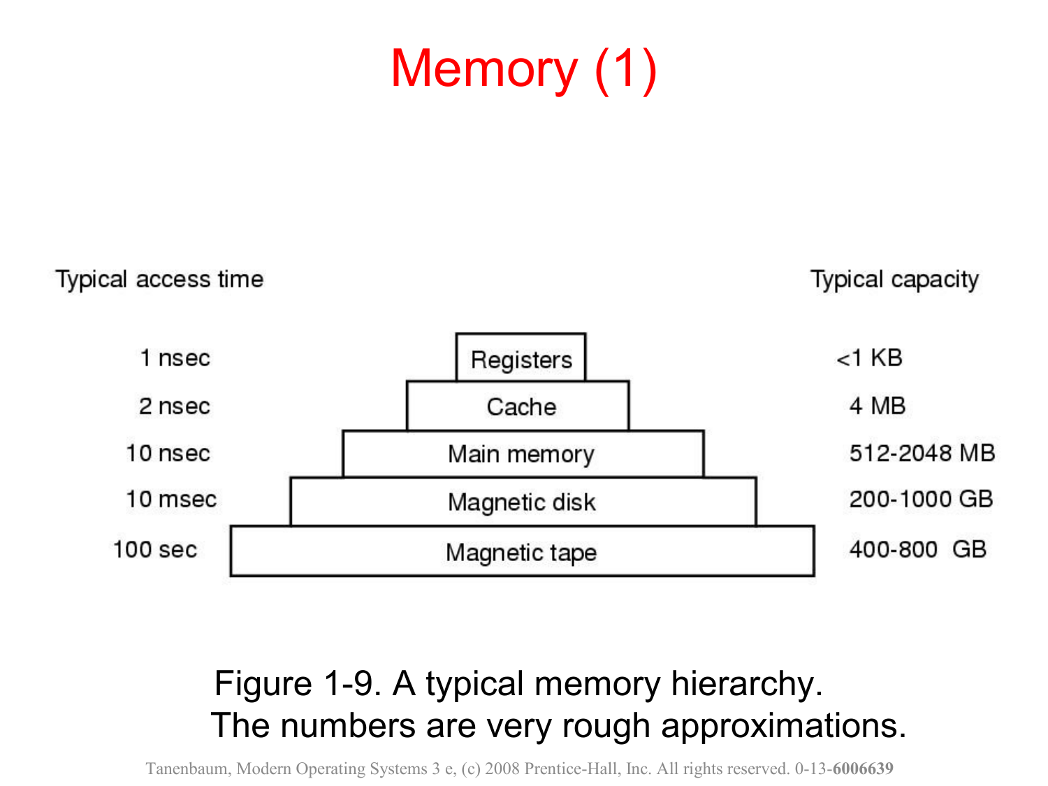# Memory (1)

| Typical access time | | Typical capacity |
|---|---|---|
| 1 nsec | Registers | <1 KB |
| 2 nsec | Cache | 4 MB |
| 10 nsec | Main memory | 512-2048 MB |
| 10 msec | Magnetic disk | 200-1000 GB |
| 100 sec | Magnetic tape | 400-800 GB |

Figure 1-9. A typical memory hierarchy. The numbers are very rough approximations.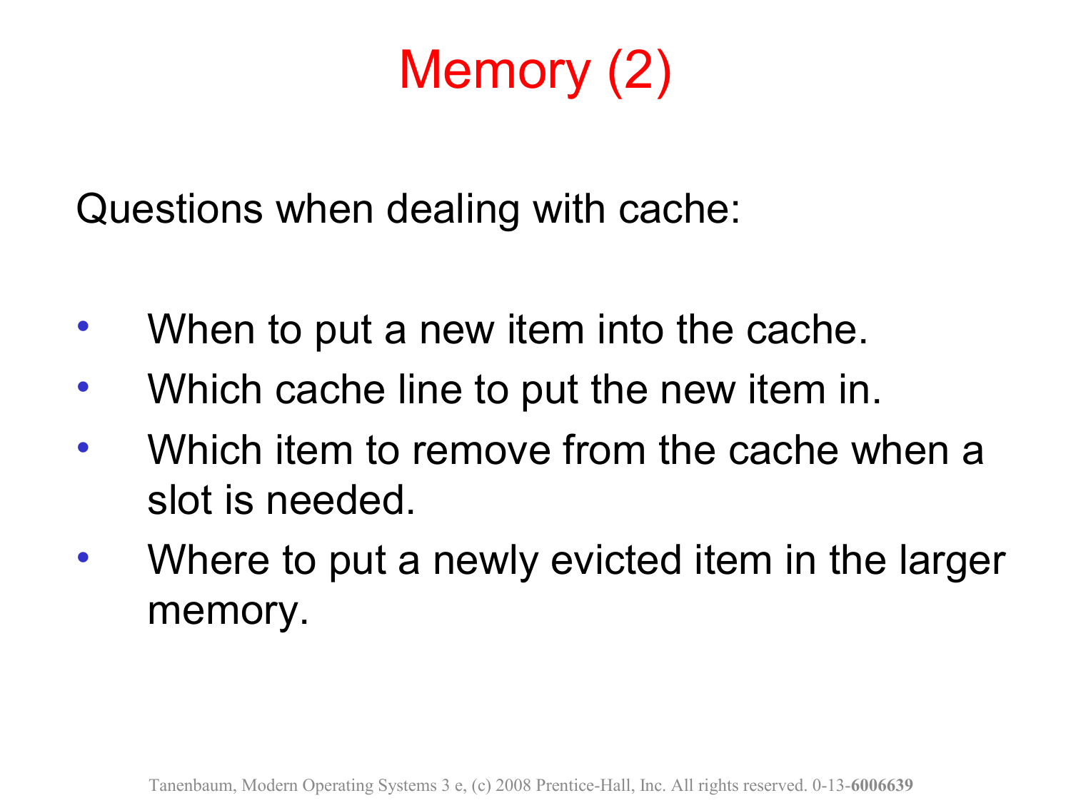# Memory (2)

Questions when dealing with cache:

- When to put a new item into the cache.
- Which cache line to put the new item in.
- Which item to remove from the cache when a slot is needed.
- Where to put a newly evicted item in the larger memory.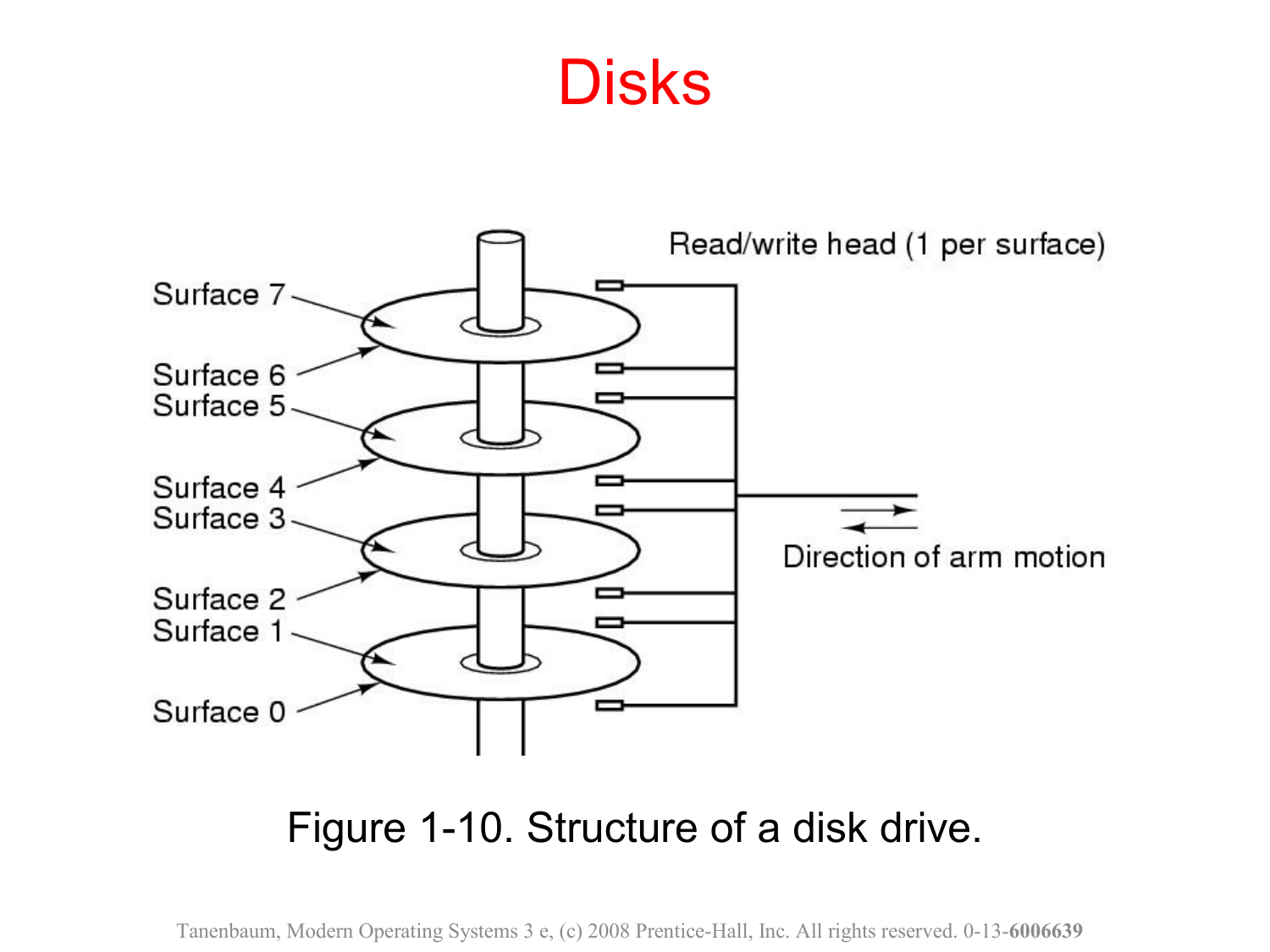# Disks

Read/write head (1 per surface)

Surface 7
Surface 6
Surface 5
Surface 4
Surface 3
Surface 2
Surface 1
Surface 0

Direction of arm motion

Figure 1-10. Structure of a disk drive.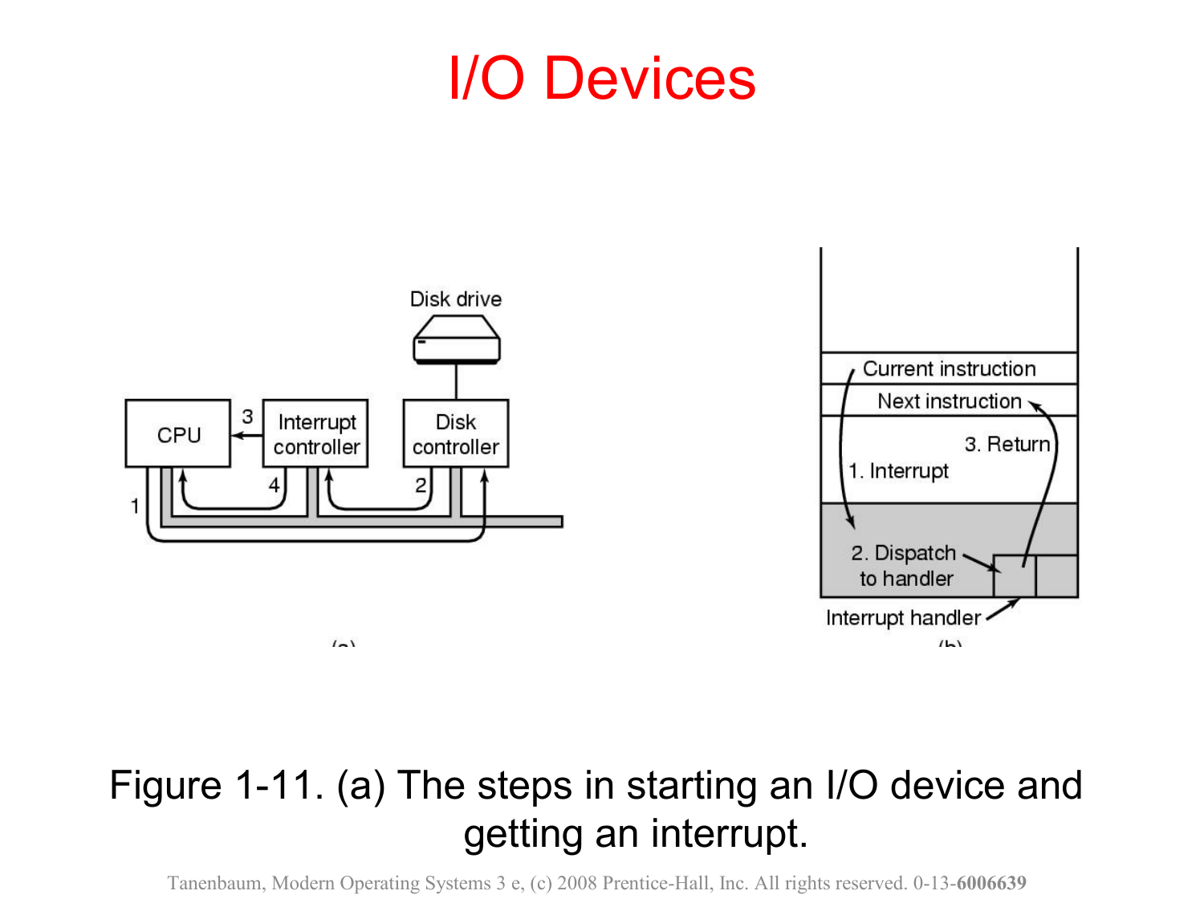# I/O Devices

Figure 1-11. (a) The steps in starting an I/O device and getting an interrupt.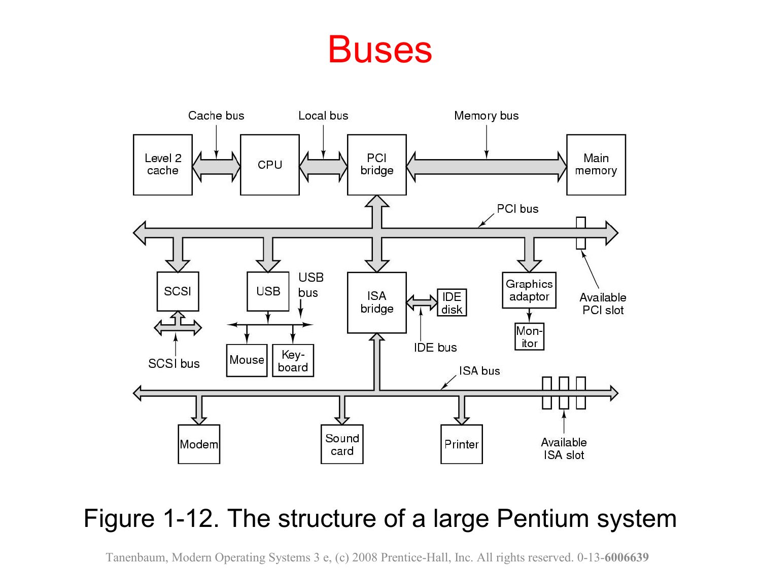# Buses

Figure 1-12. The structure of a large Pentium system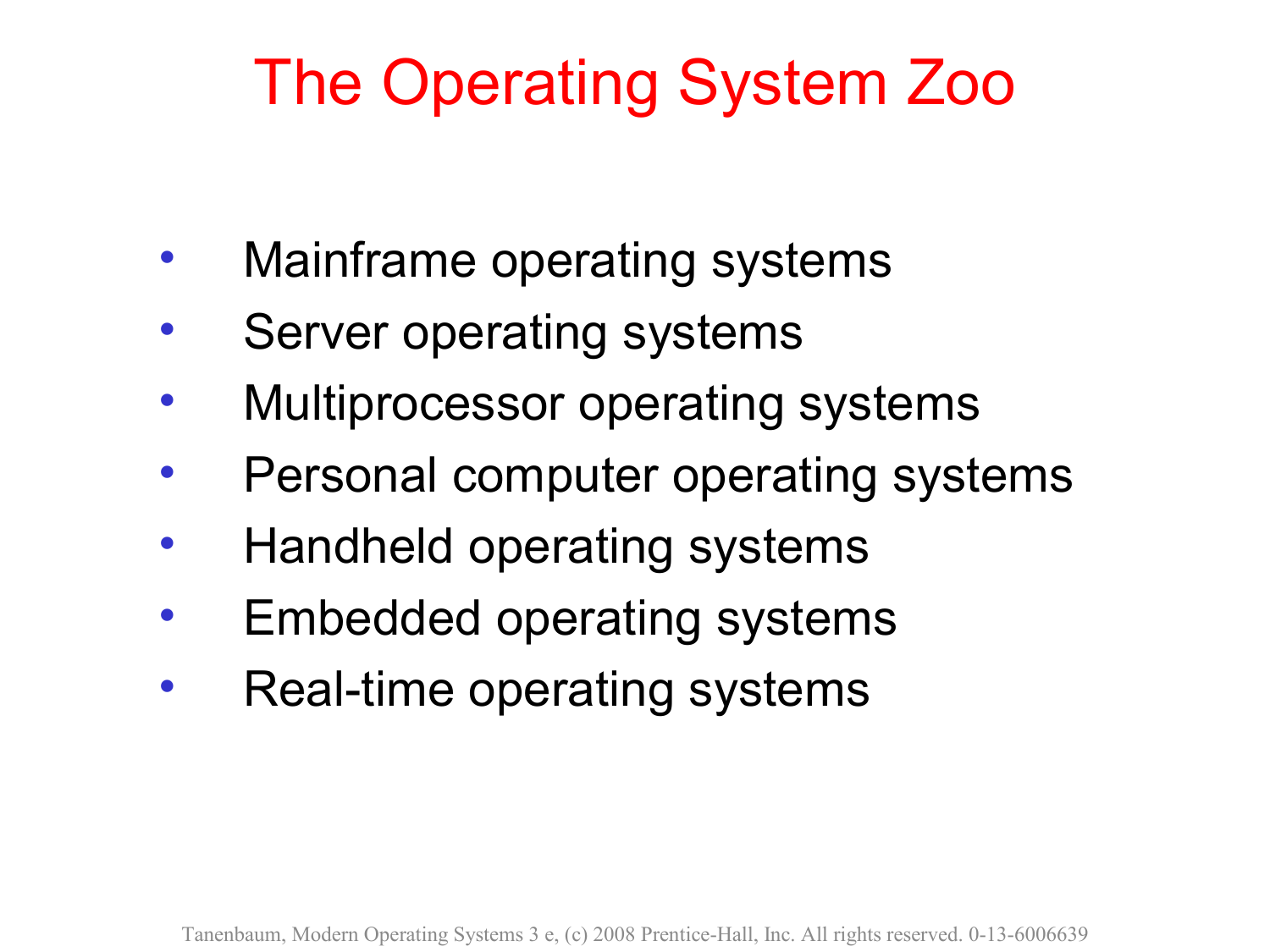# The Operating System Zoo

- Mainframe operating systems
- Server operating systems
- Multiprocessor operating systems
- Personal computer operating systems
- Handheld operating systems
- Embedded operating systems
- Real-time operating systems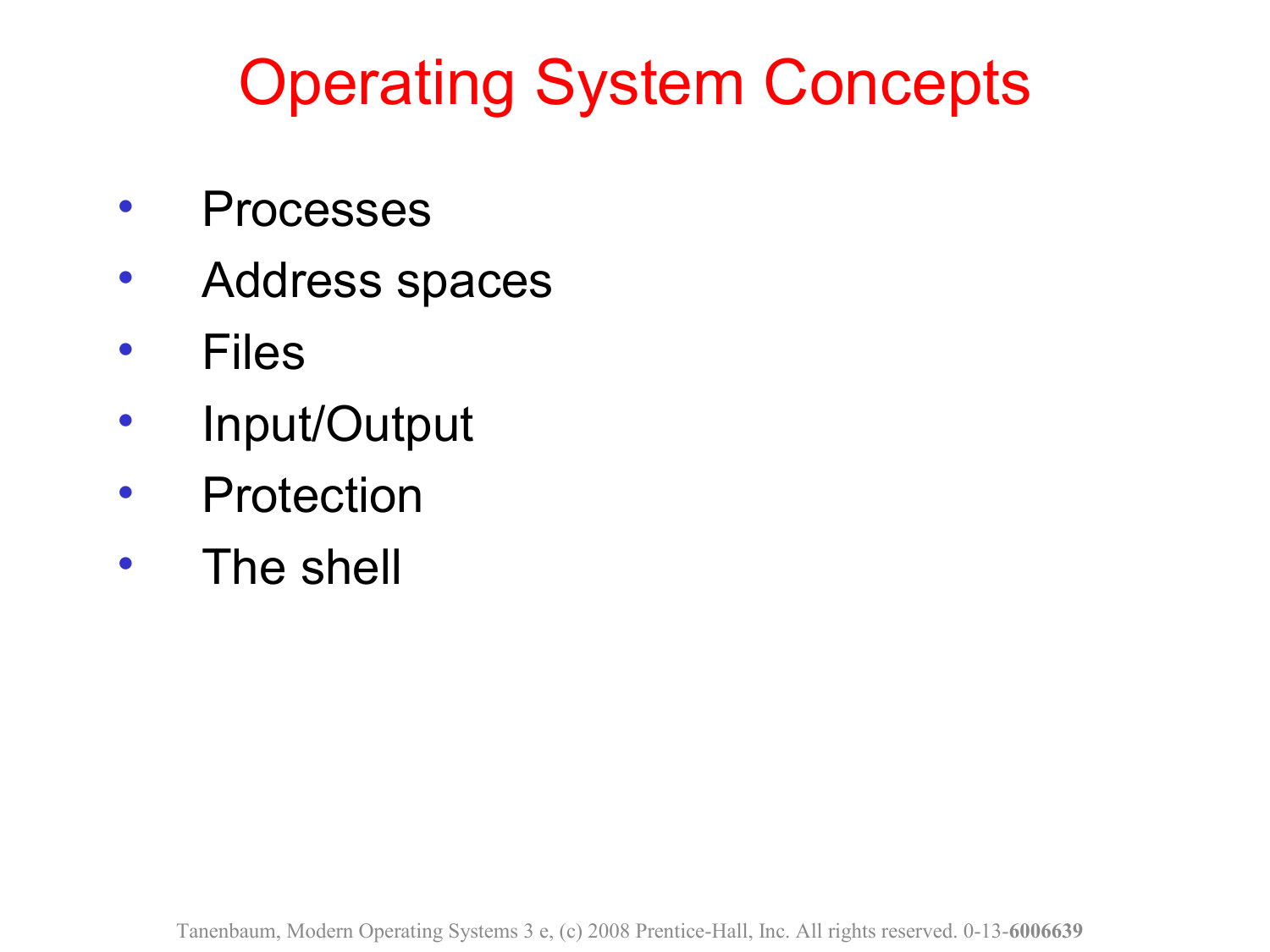# Operating System Concepts

- Processes
- Address spaces
- Files
- Input/Output
- Protection
- The shell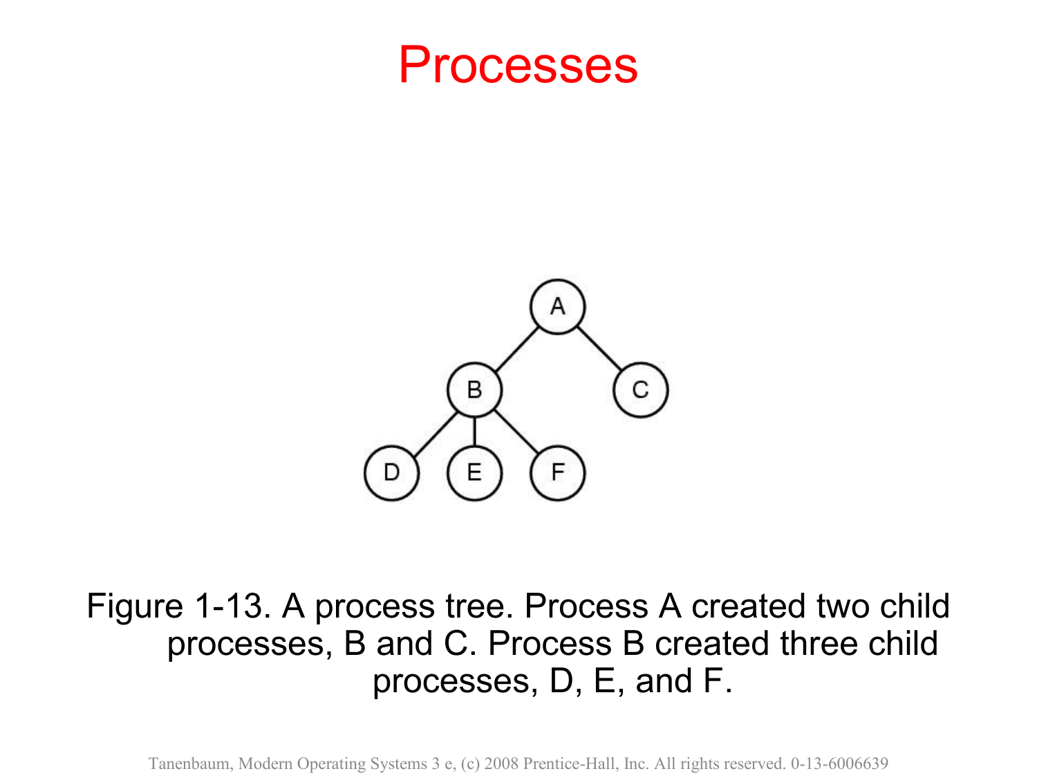# Processes

Figure 1-13. A process tree. Process A created two child processes, B and C. Process B created three child processes, D, E, and F.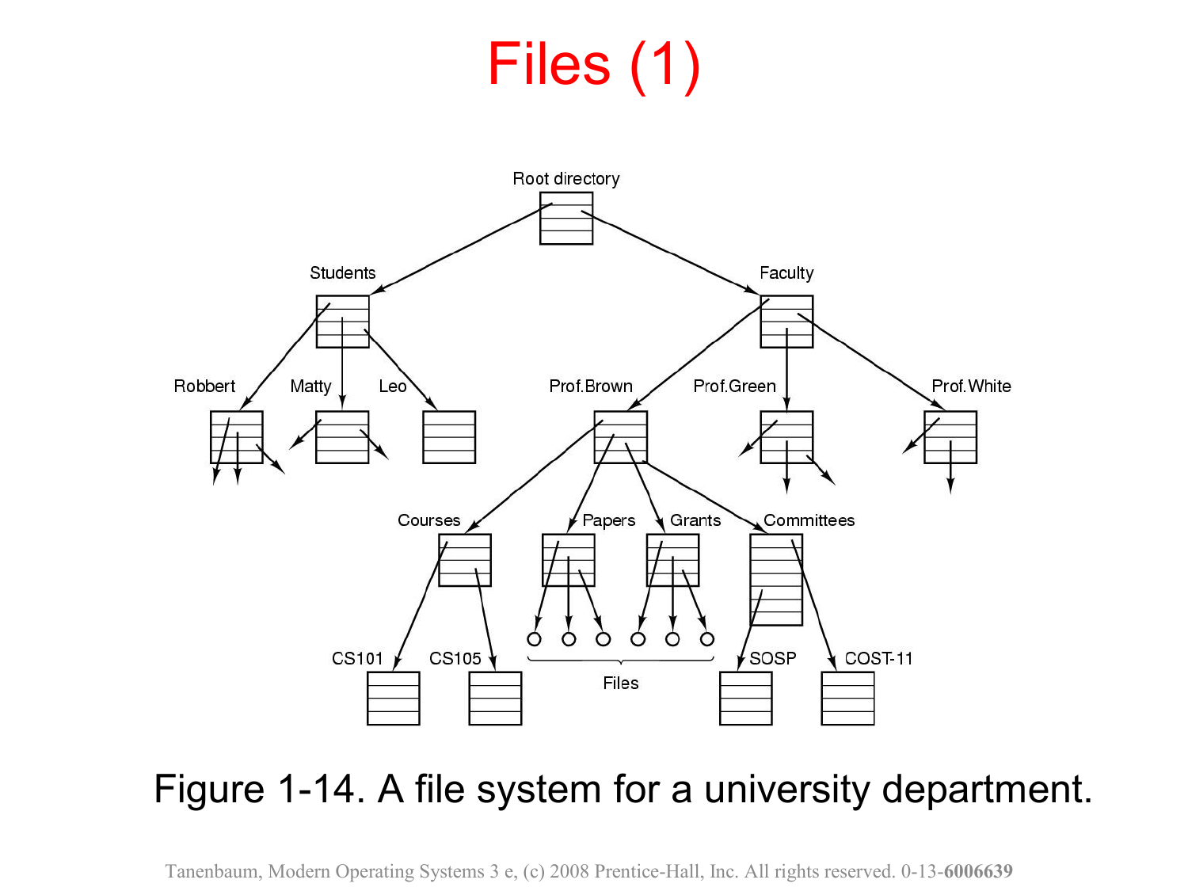# Files (1)

Root directory

Students — Robbert, Matty, Leo

Faculty — Prof.Brown, Prof.Green, Prof.White

Prof.Brown — Courses, Papers, Grants, Committees

Courses — CS101, CS105

Committees — SOSP, COST-11

Files

Figure 1-14. A file system for a university department.

Tanenbaum, Modern Operating Systems 3 e, (c) 2008 Prentice-Hall, Inc. All rights reserved. 0-13-**6006639**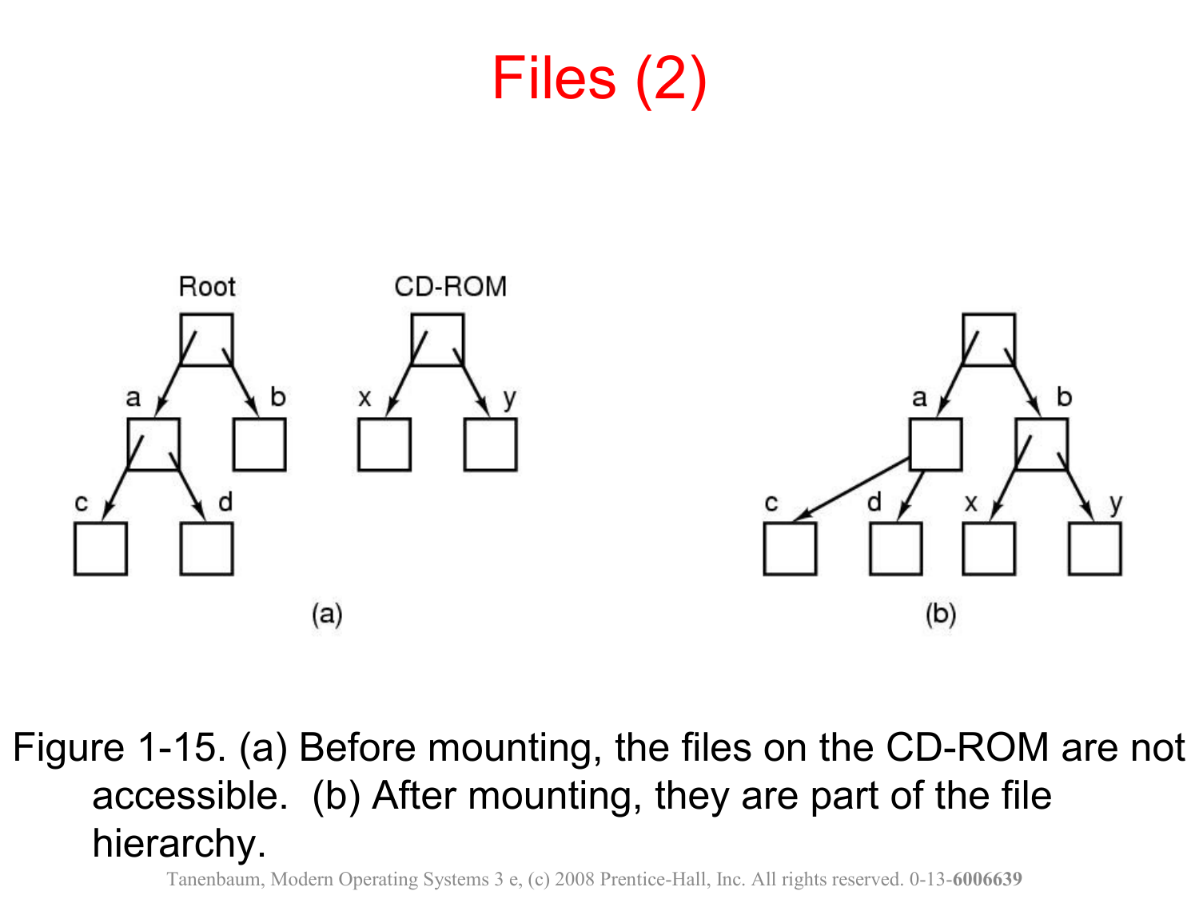# Files (2)

Figure 1-15. (a) Before mounting, the files on the CD-ROM are not accessible. (b) After mounting, they are part of the file hierarchy.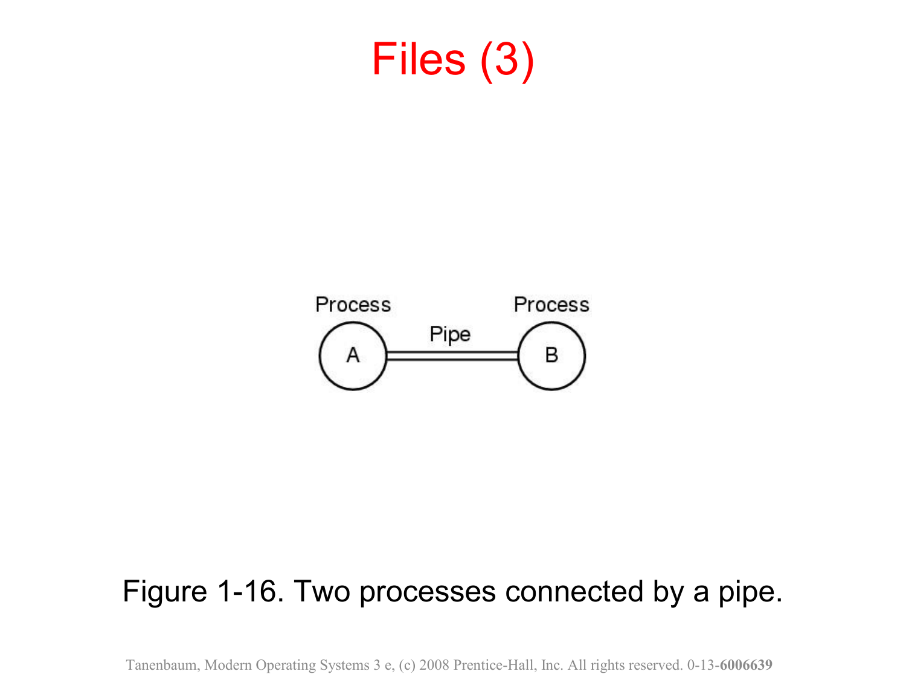# Files (3)

Process A — Pipe — Process B

Figure 1-16. Two processes connected by a pipe.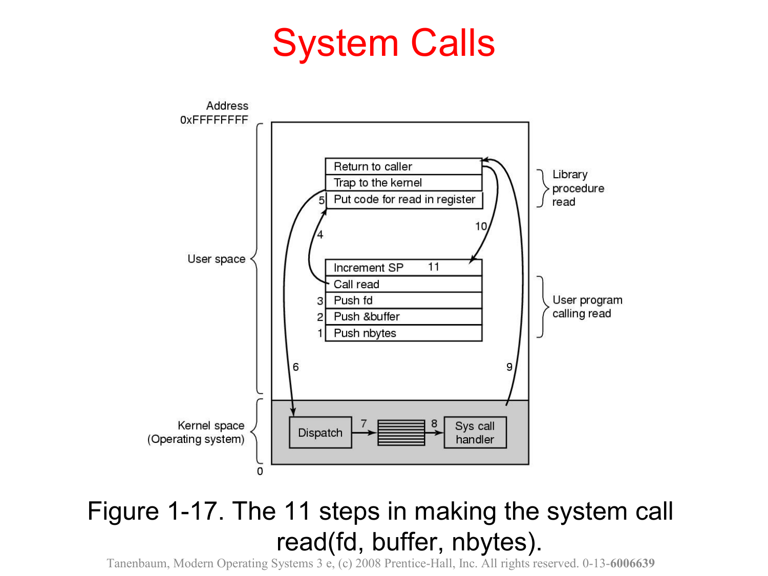# System Calls

Figure 1-17. The 11 steps in making the system call read(fd, buffer, nbytes).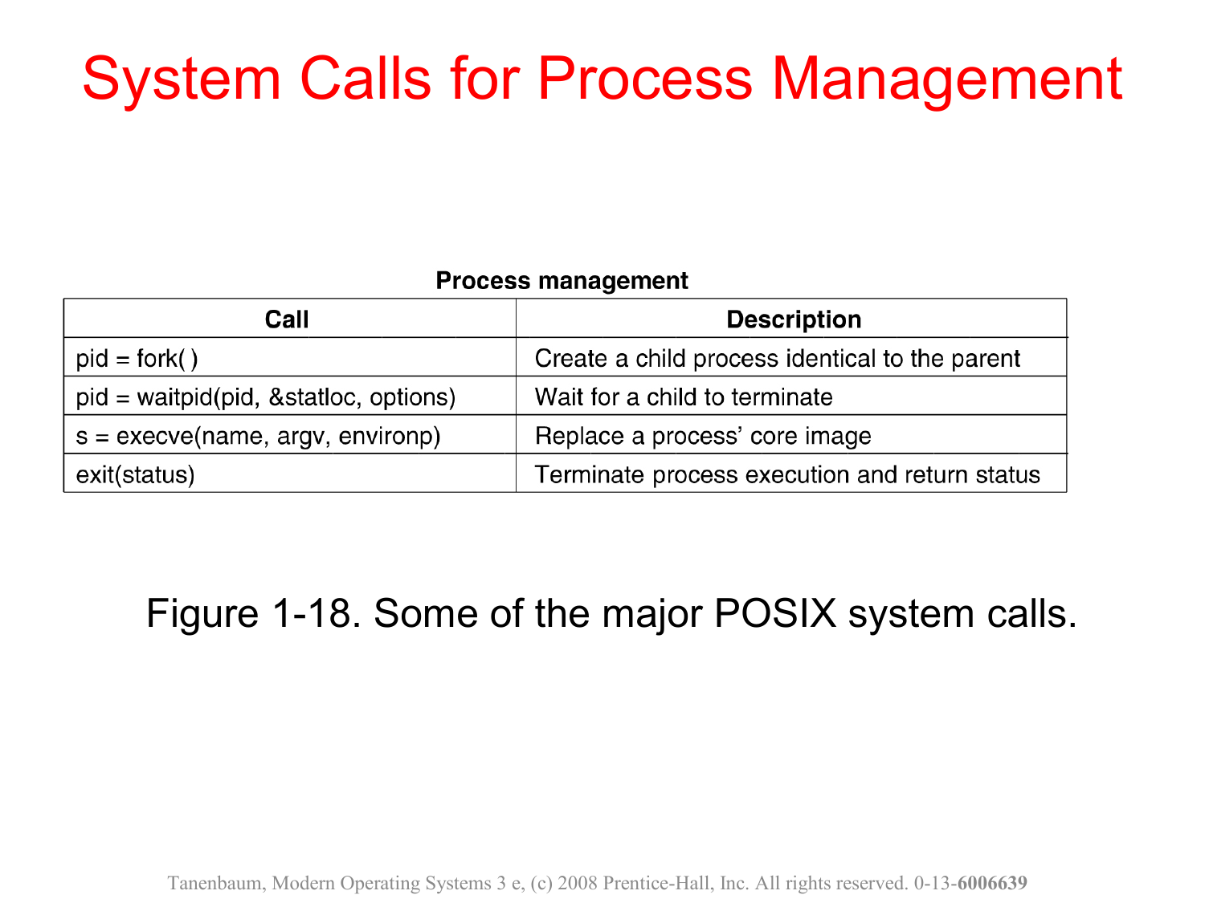# System Calls for Process Management

**Process management**

| Call | Description |
| --- | --- |
| pid = fork( ) | Create a child process identical to the parent |
| pid = waitpid(pid, &statloc, options) | Wait for a child to terminate |
| s = execve(name, argv, environp) | Replace a process' core image |
| exit(status) | Terminate process execution and return status |

Figure 1-18. Some of the major POSIX system calls.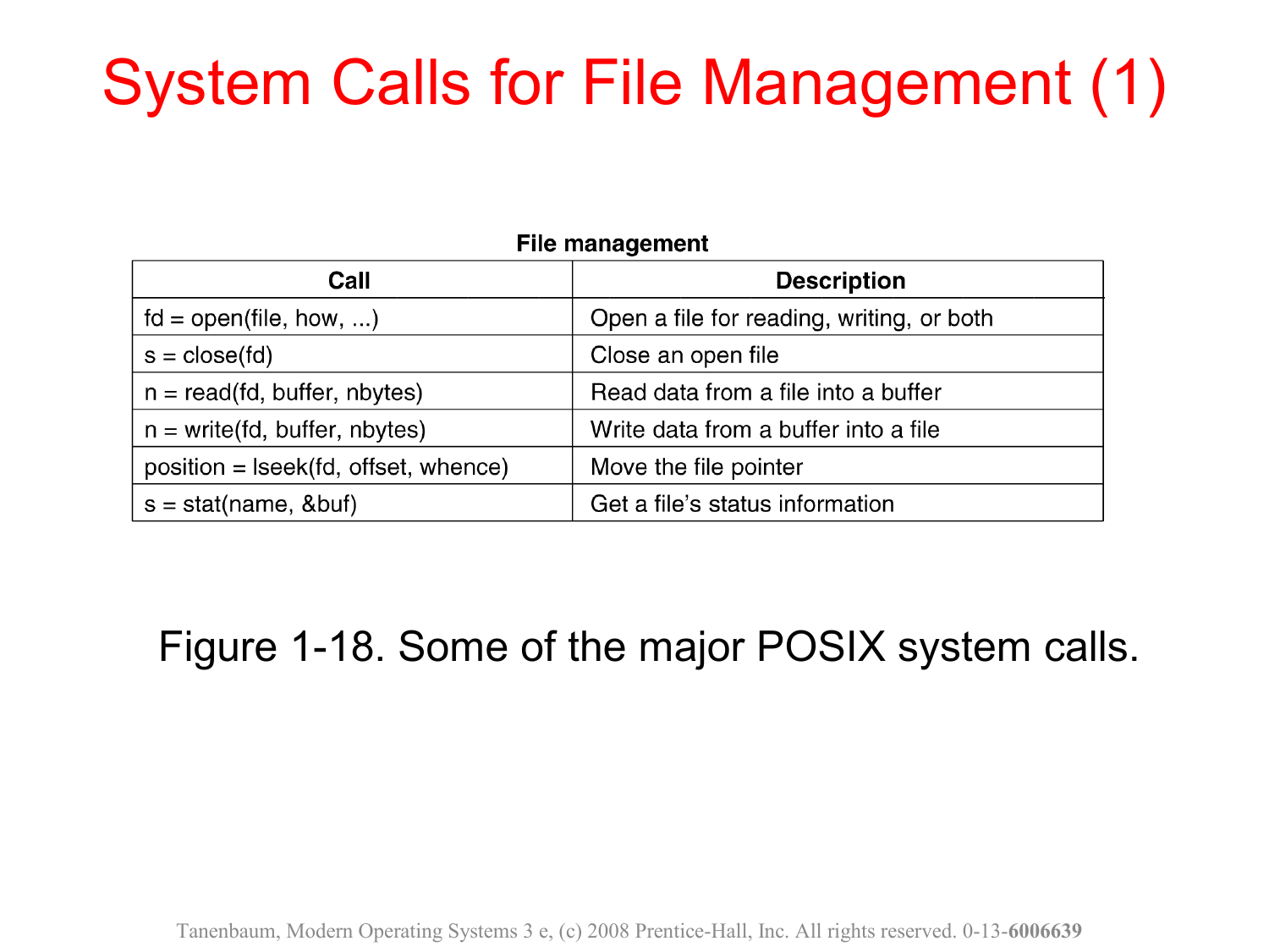# System Calls for File Management (1)

**File management**

| Call | Description |
|---|---|
| fd = open(file, how, ...) | Open a file for reading, writing, or both |
| s = close(fd) | Close an open file |
| n = read(fd, buffer, nbytes) | Read data from a file into a buffer |
| n = write(fd, buffer, nbytes) | Write data from a buffer into a file |
| position = lseek(fd, offset, whence) | Move the file pointer |
| s = stat(name, &buf) | Get a file's status information |

Figure 1-18. Some of the major POSIX system calls.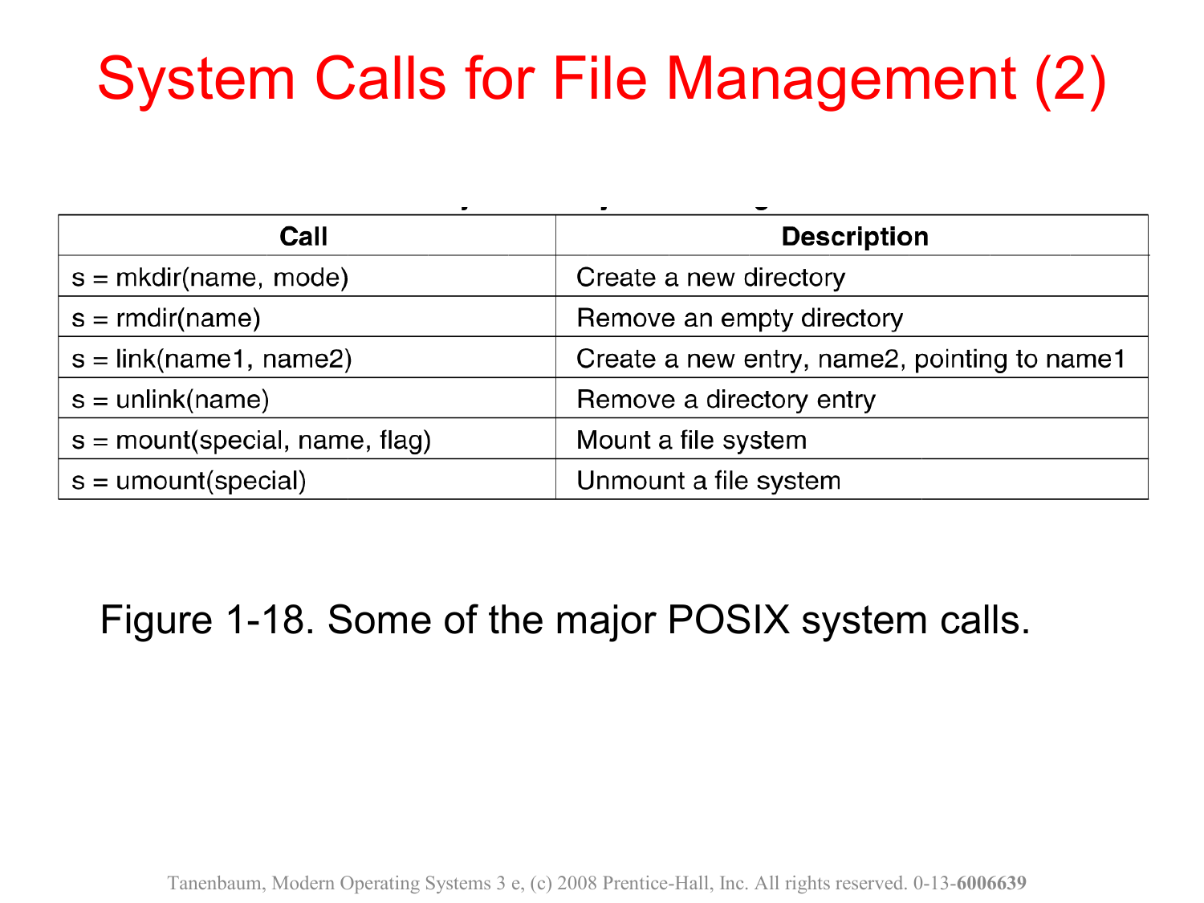# System Calls for File Management (2)

| Call | Description |
| --- | --- |
| s = mkdir(name, mode) | Create a new directory |
| s = rmdir(name) | Remove an empty directory |
| s = link(name1, name2) | Create a new entry, name2, pointing to name1 |
| s = unlink(name) | Remove a directory entry |
| s = mount(special, name, flag) | Mount a file system |
| s = umount(special) | Unmount a file system |

Figure 1-18. Some of the major POSIX system calls.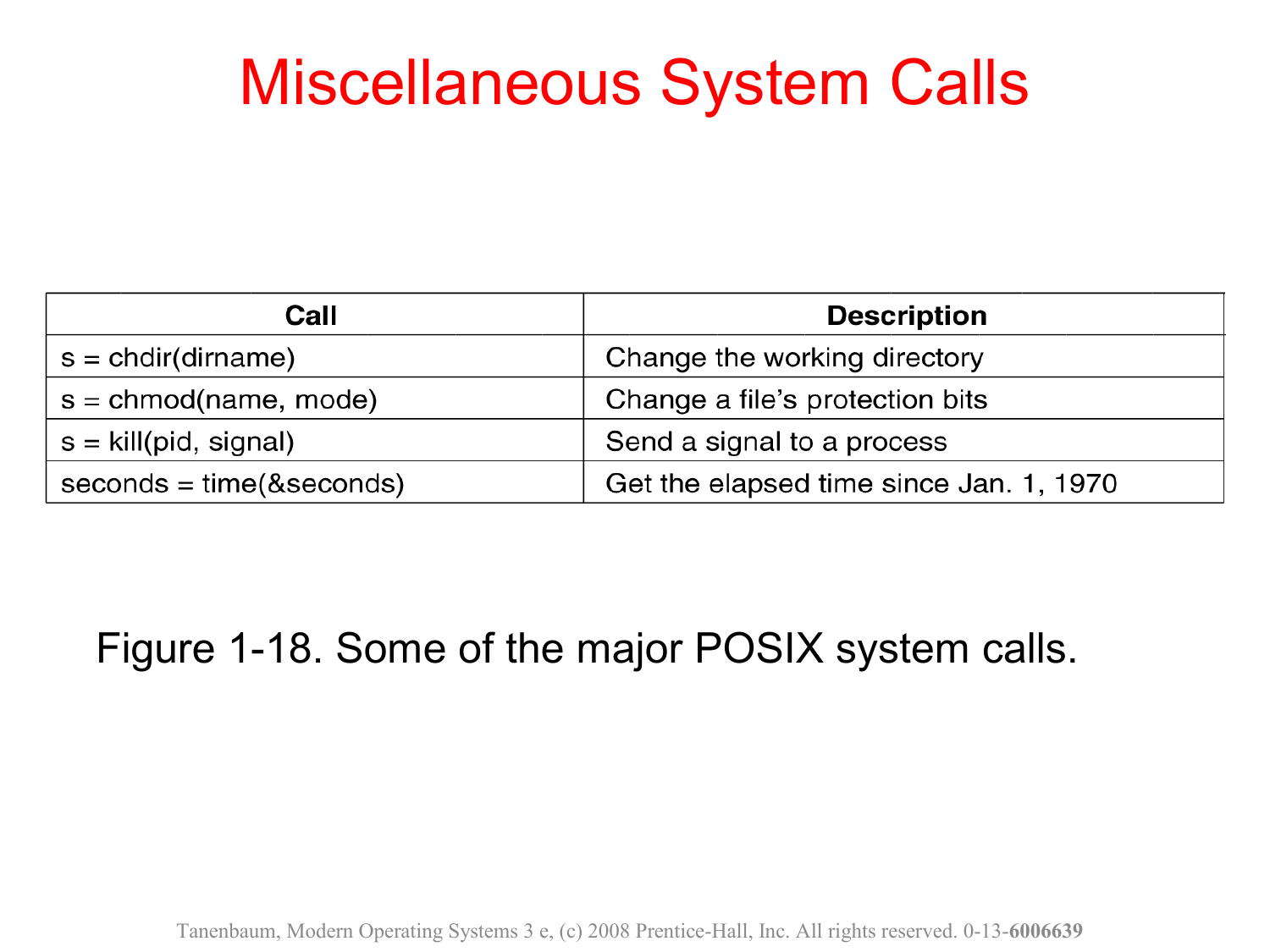# Miscellaneous System Calls

| Call | Description |
|---|---|
| s = chdir(dirname) | Change the working directory |
| s = chmod(name, mode) | Change a file's protection bits |
| s = kill(pid, signal) | Send a signal to a process |
| seconds = time(&seconds) | Get the elapsed time since Jan. 1, 1970 |

Figure 1-18. Some of the major POSIX system calls.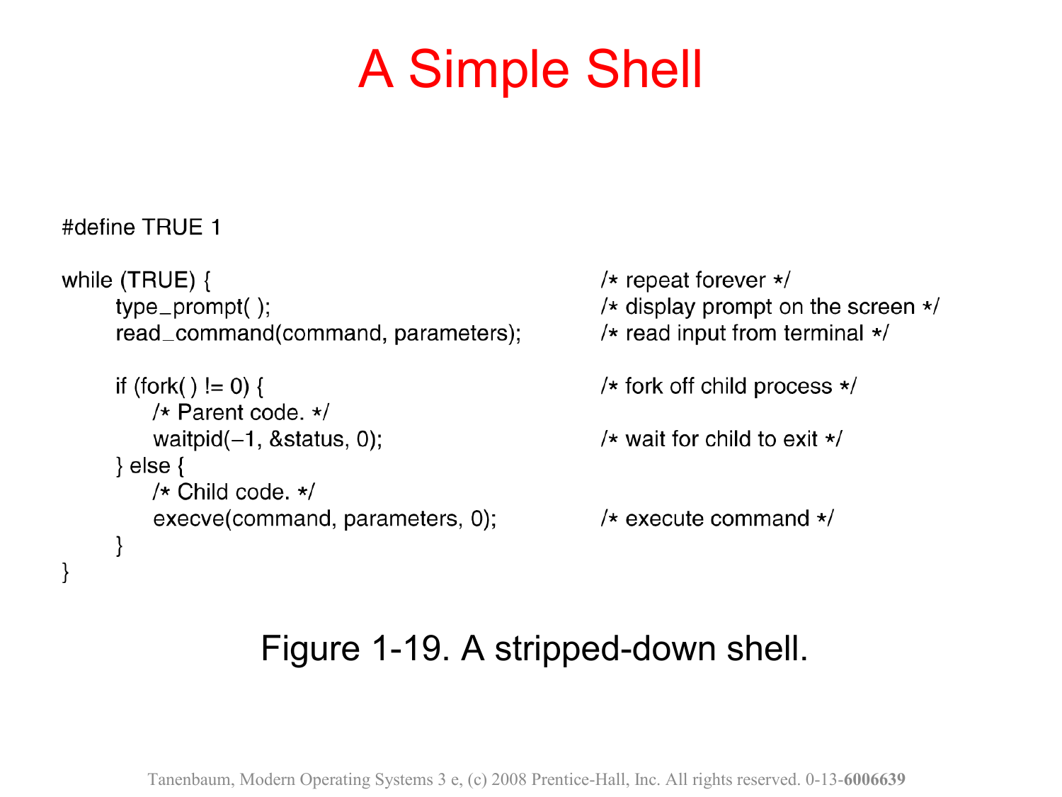# A Simple Shell

```
#define TRUE 1

while (TRUE) {                                  /* repeat forever */
      type_prompt( );                           /* display prompt on the screen */
      read_command(command, parameters);        /* read input from terminal */

      if (fork( ) != 0) {                       /* fork off child process */
          /* Parent code. */
          waitpid(-1, &status, 0);              /* wait for child to exit */
      } else {
          /* Child code. */
          execve(command, parameters, 0);       /* execute command */
      }
}
```

Figure 1-19. A stripped-down shell.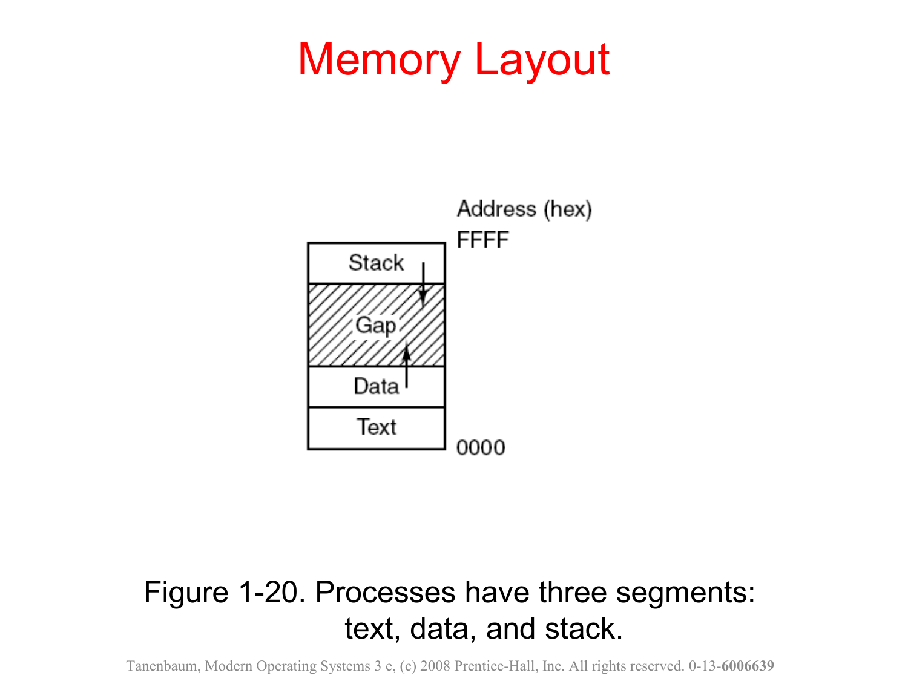# Memory Layout

Address (hex)

FFFF

| Stack |
| --- |
| Gap |
| Data |
| Text |

0000

Figure 1-20. Processes have three segments: text, data, and stack.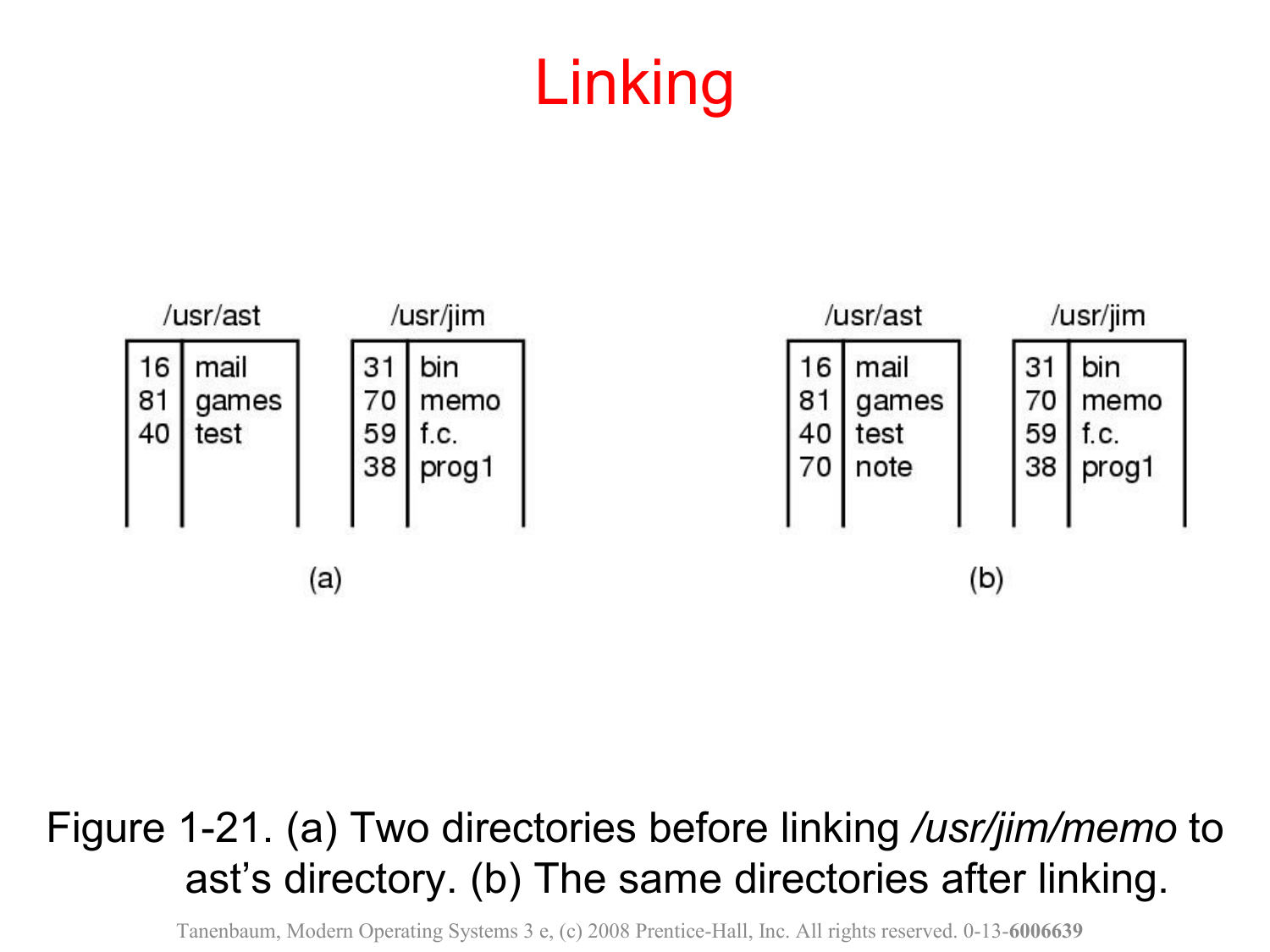# Linking

**(a)**

/usr/ast

| | |
|---|---|
| 16 | mail |
| 81 | games |
| 40 | test |

/usr/jim

| | |
|---|---|
| 31 | bin |
| 70 | memo |
| 59 | f.c. |
| 38 | prog1 |

**(b)**

/usr/ast

| | |
|---|---|
| 16 | mail |
| 81 | games |
| 40 | test |
| 70 | note |

/usr/jim

| | |
|---|---|
| 31 | bin |
| 70 | memo |
| 59 | f.c. |
| 38 | prog1 |

Figure 1-21. (a) Two directories before linking */usr/jim/memo* to ast's directory. (b) The same directories after linking.

Tanenbaum, Modern Operating Systems 3 e, (c) 2008 Prentice-Hall, Inc. All rights reserved. 0-13-**6006639**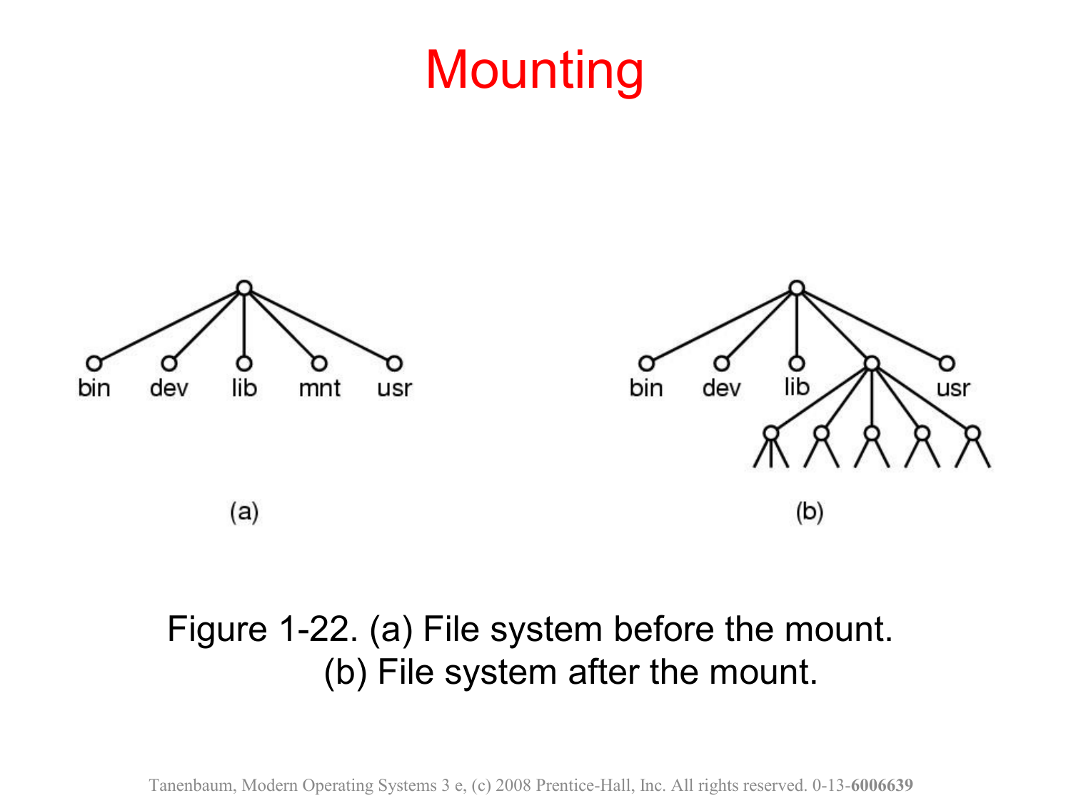# Mounting

Figure 1-22. (a) File system before the mount. (b) File system after the mount.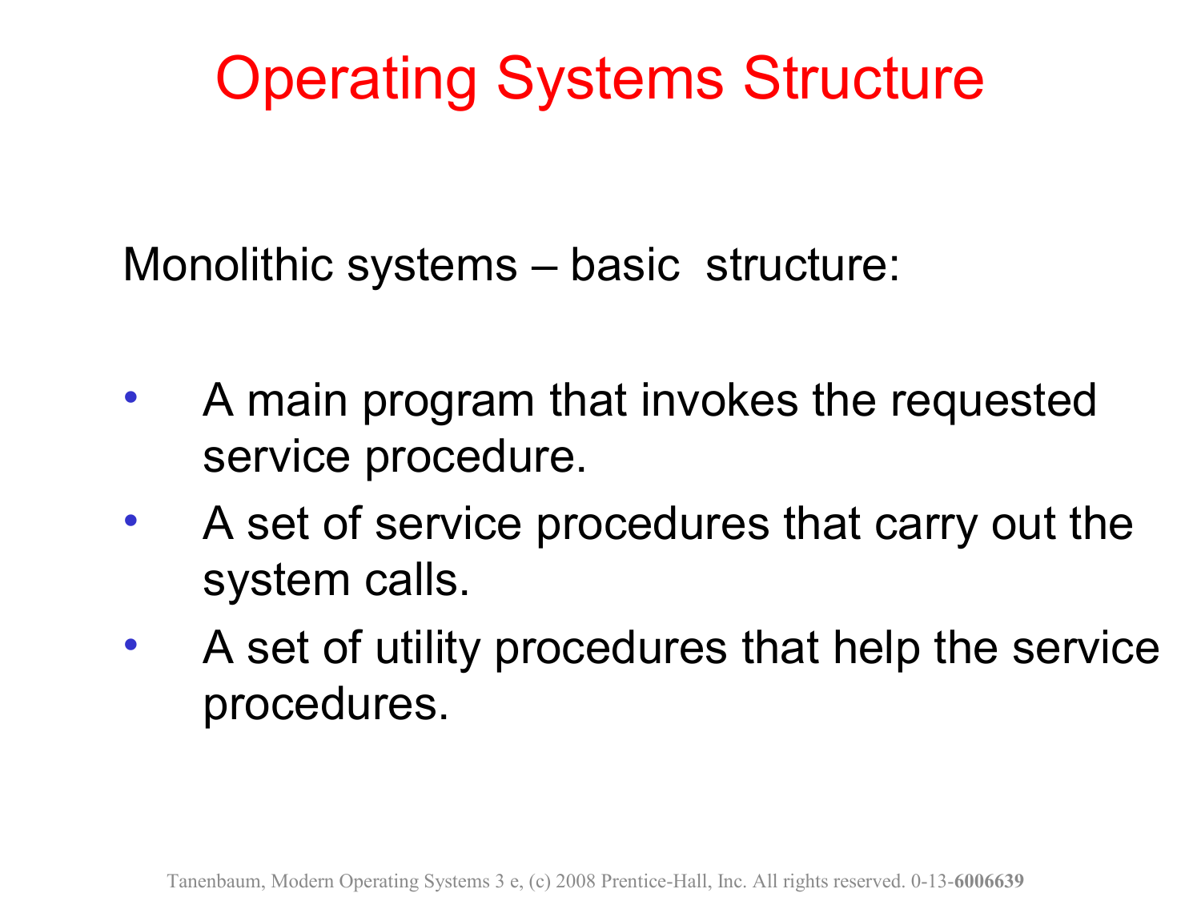# Operating Systems Structure

Monolithic systems – basic structure:

- A main program that invokes the requested service procedure.
- A set of service procedures that carry out the system calls.
- A set of utility procedures that help the service procedures.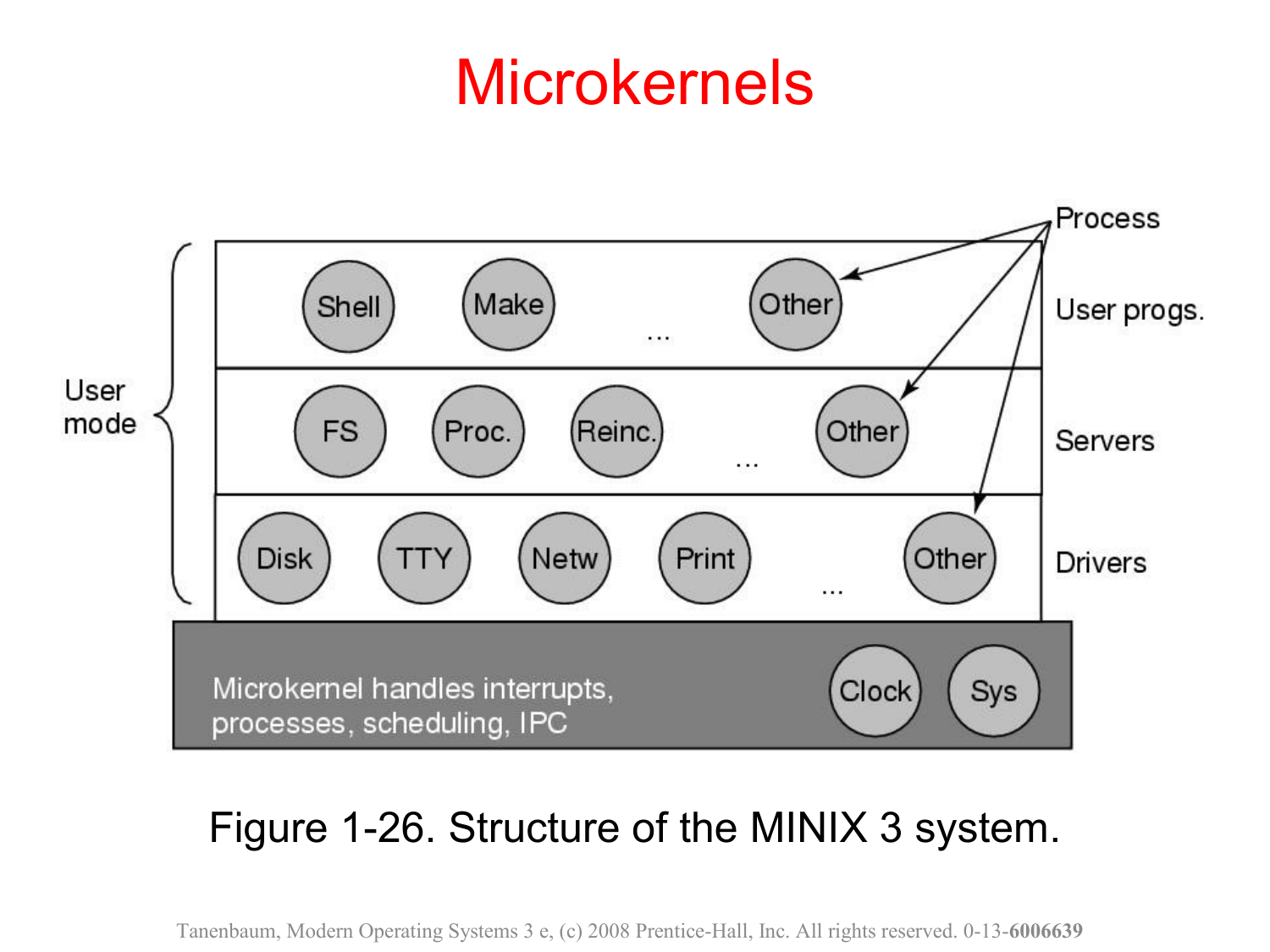# Microkernels

Process

User progs.

Servers

Drivers

User mode

Shell Make ... Other

FS Proc. Reinc. ... Other

Disk TTY Netw Print ... Other

Microkernel handles interrupts, processes, scheduling, IPC

Clock Sys

Figure 1-26. Structure of the MINIX 3 system.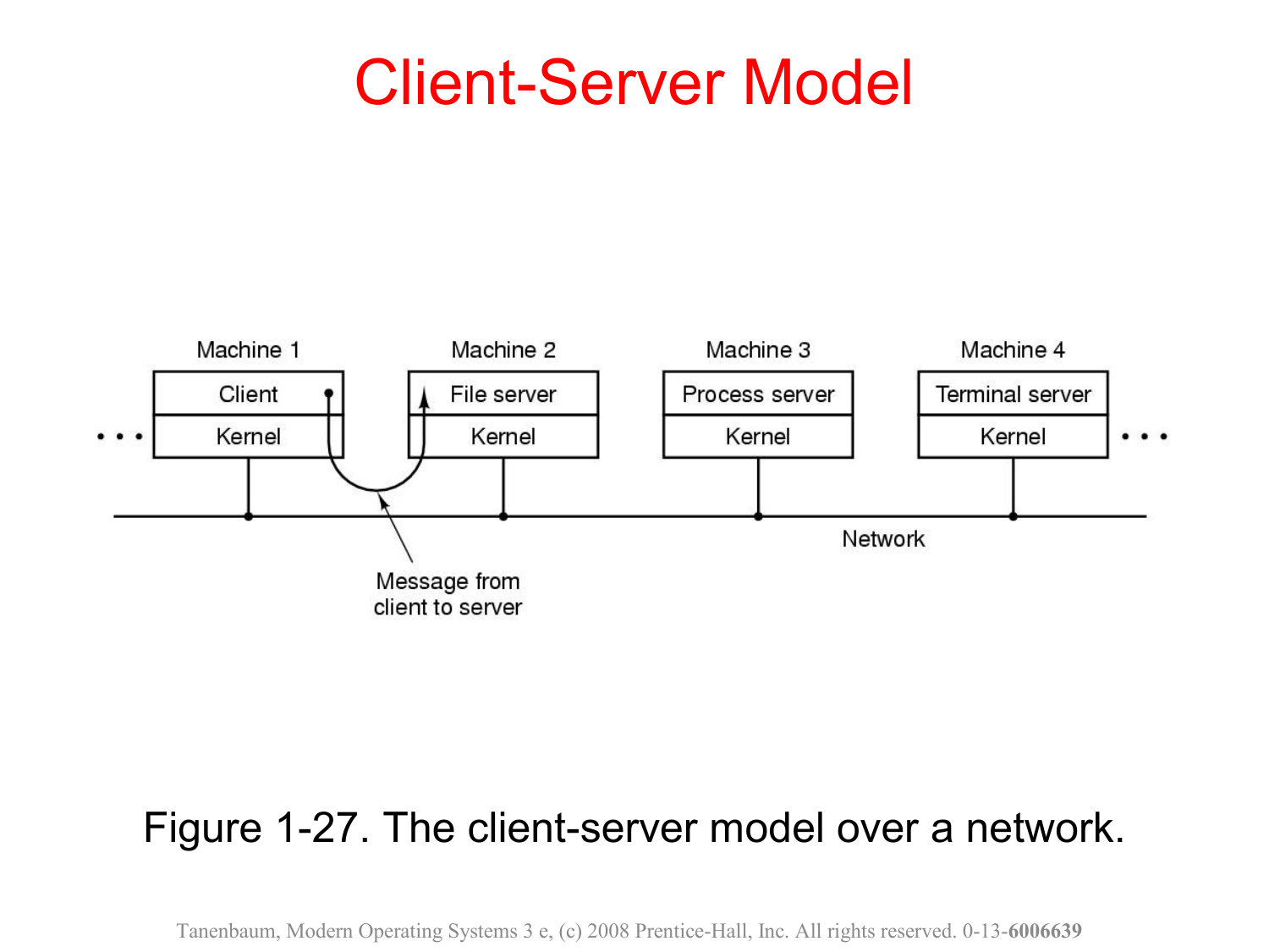# Client-Server Model

Figure 1-27. The client-server model over a network.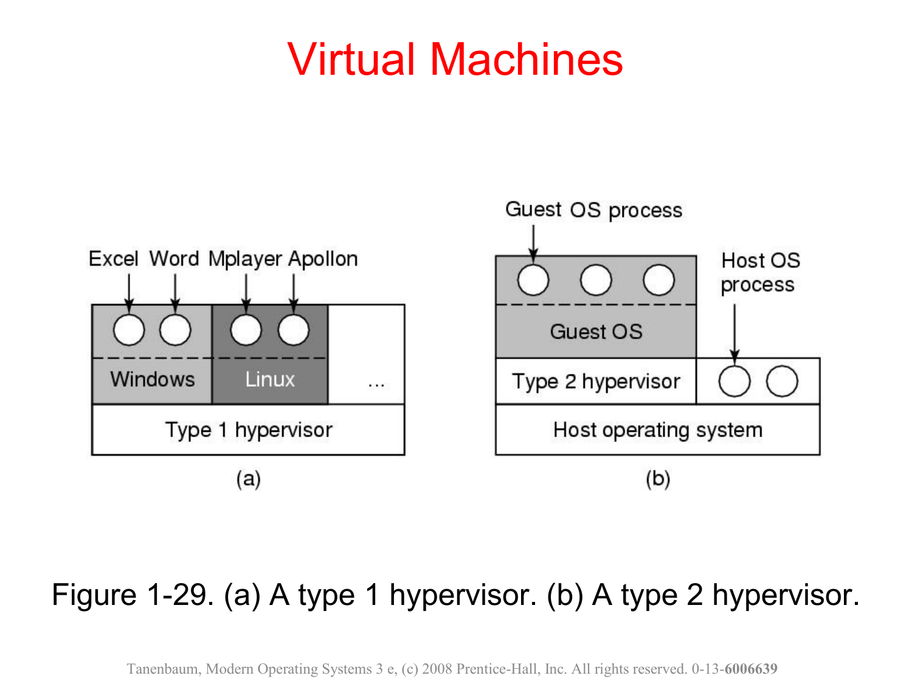# Virtual Machines

Excel Word Mplayer Apollon

Windows | Linux | ...

Type 1 hypervisor

(a)

Guest OS process

Guest OS

Host OS process

Type 2 hypervisor

Host operating system

(b)

Figure 1-29. (a) A type 1 hypervisor. (b) A type 2 hypervisor.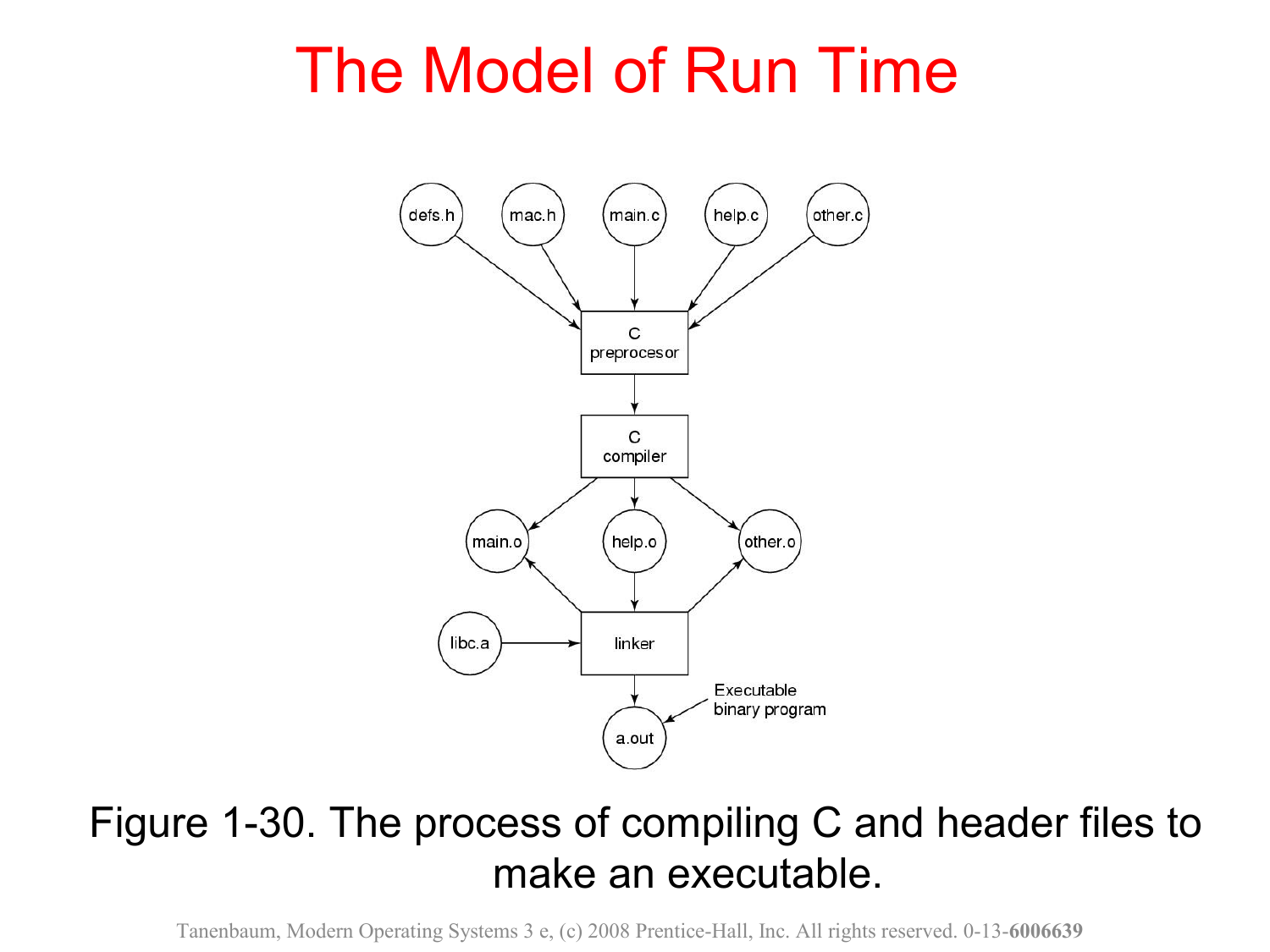# The Model of Run Time

defs.h
mac.h
main.c
help.c
other.c

C preprocesor

C compiler

main.o
help.o
other.o

libc.a

linker

a.out

Executable binary program

Figure 1-30. The process of compiling C and header files to make an executable.